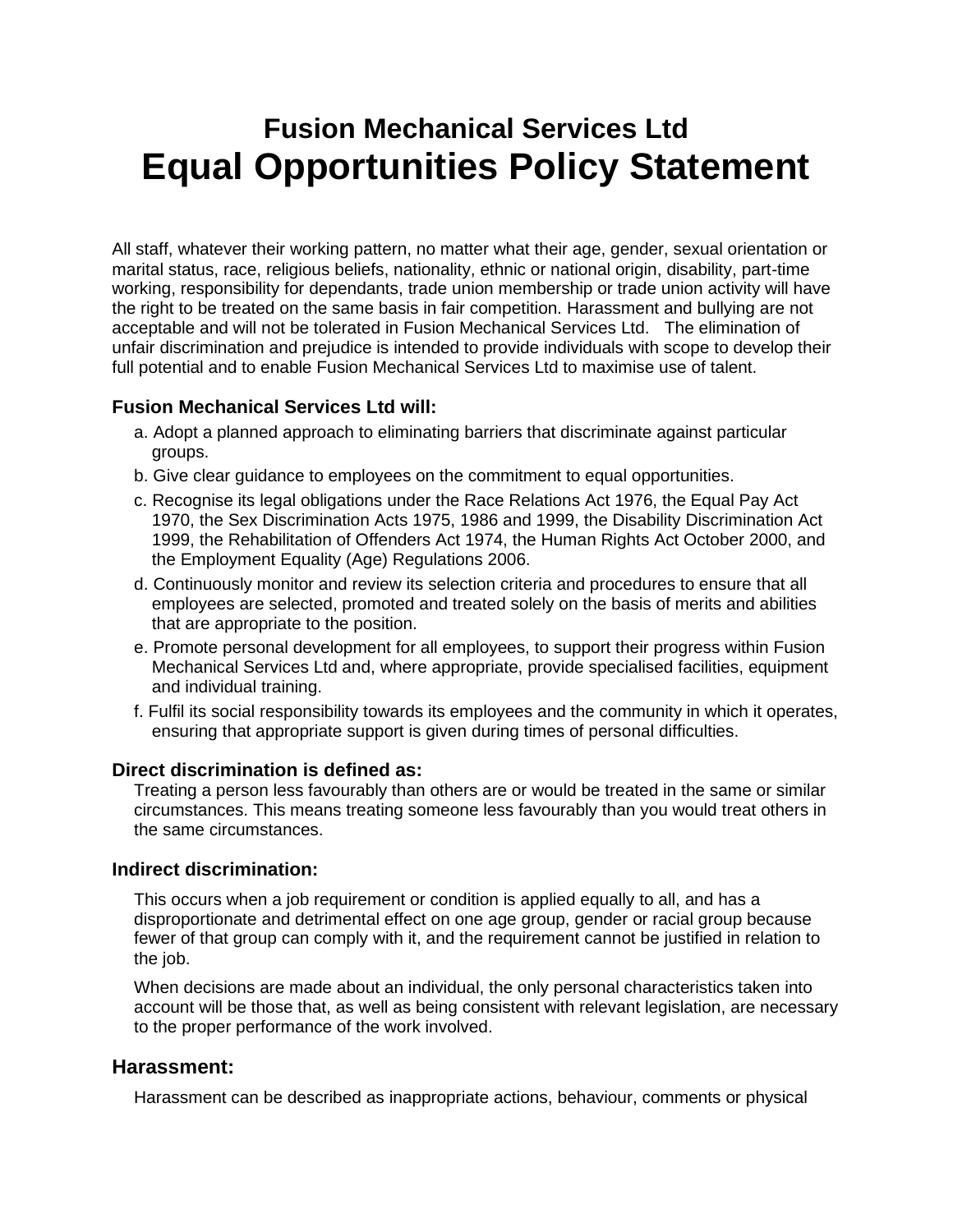## Fusion Mechanical Services Ltd

# Equal Opportunities Policy Statement

All staff, whatever their working pattern, no matter what their age, gender, sexual orientation or marital status, race, religious beliefs, nationality, ethnic or national origin, disability, part-time working, responsibility for dependants, trade union membership or trade union activity will have the right to be treated on the same basis in fair competition. Harassment and bullying are not acceptable and will not be tolerated in Fusion Mechanical Services Ltd. The elimination of unfair discrimination and prejudice is intended to provide individuals with scope to develop their full potential and to enable Fusion Mechanical Services Ltd to maximise use of talent.

### Fusion Mechanical Services Ltd will:

a. Adopt a planned approach to eliminating barriers that discriminate against particular groups.

b. Give clear guidance to employees on the commitment to equal opportunities.

c. Recognise its legal obligations under the Race Relations Act 1976, the Equal Pay Act 1970, the Sex Discrimination Acts 1975, 1986 and 1999, the Disability Discrimination Act 1999, the Rehabilitation of Offenders Act 1974, the Human Rights Act October 2000, and the Employment Equality (Age) Regulations 2006.

d. Continuously monitor and review its selection criteria and procedures to ensure that all employees are selected, promoted and treated solely on the basis of merits and abilities that are appropriate to the position.

e. Promote personal development for all employees, to support their progress within Fusion Mechanical Services Ltd and, where appropriate, provide specialised facilities, equipment and individual training.

f. Fulfil its social responsibility towards its employees and the community in which it operates, ensuring that appropriate support is given during times of personal difficulties.

### Direct discrimination is defined as:

Treating a person less favourably than others are or would be treated in the same or similar circumstances. This means treating someone less favourably than you would treat others in the same circumstances.

### Indirect discrimination:

This occurs when a job requirement or condition is applied equally to all, and has a disproportionate and detrimental effect on one age group, gender or racial group because fewer of that group can comply with it, and the requirement cannot be justified in relation to the job.

When decisions are made about an individual, the only personal characteristics taken into account will be those that, as well as being consistent with relevant legislation, are necessary to the proper performance of the work involved.

### Harassment:

Harassment can be described as inappropriate actions, behaviour, comments or physical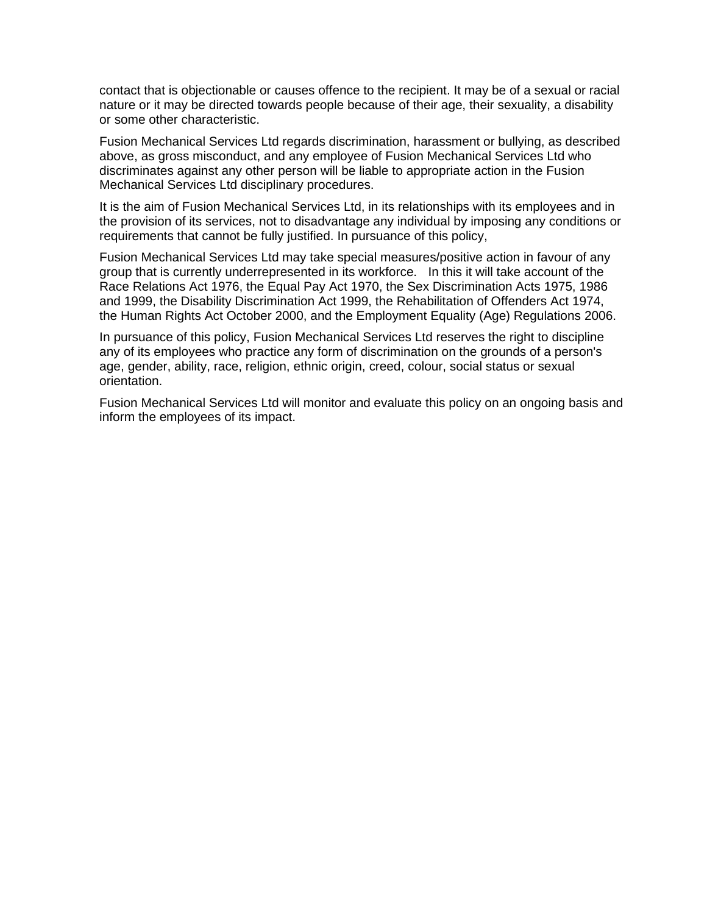contact that is objectionable or causes offence to the recipient. It may be of a sexual or racial nature or it may be directed towards people because of their age, their sexuality, a disability or some other characteristic.

Fusion Mechanical Services Ltd regards discrimination, harassment or bullying, as described above, as gross misconduct, and any employee of Fusion Mechanical Services Ltd who discriminates against any other person will be liable to appropriate action in the Fusion Mechanical Services Ltd disciplinary procedures.

It is the aim of Fusion Mechanical Services Ltd, in its relationships with its employees and in the provision of its services, not to disadvantage any individual by imposing any conditions or requirements that cannot be fully justified. In pursuance of this policy,

Fusion Mechanical Services Ltd may take special measures/positive action in favour of any group that is currently underrepresented in its workforce. In this it will take account of the Race Relations Act 1976, the Equal Pay Act 1970, the Sex Discrimination Acts 1975, 1986 and 1999, the Disability Discrimination Act 1999, the Rehabilitation of Offenders Act 1974, the Human Rights Act October 2000, and the Employment Equality (Age) Regulations 2006.

In pursuance of this policy, Fusion Mechanical Services Ltd reserves the right to discipline any of its employees who practice any form of discrimination on the grounds of a person's age, gender, ability, race, religion, ethnic origin, creed, colour, social status or sexual orientation.

Fusion Mechanical Services Ltd will monitor and evaluate this policy on an ongoing basis and inform the employees of its impact.